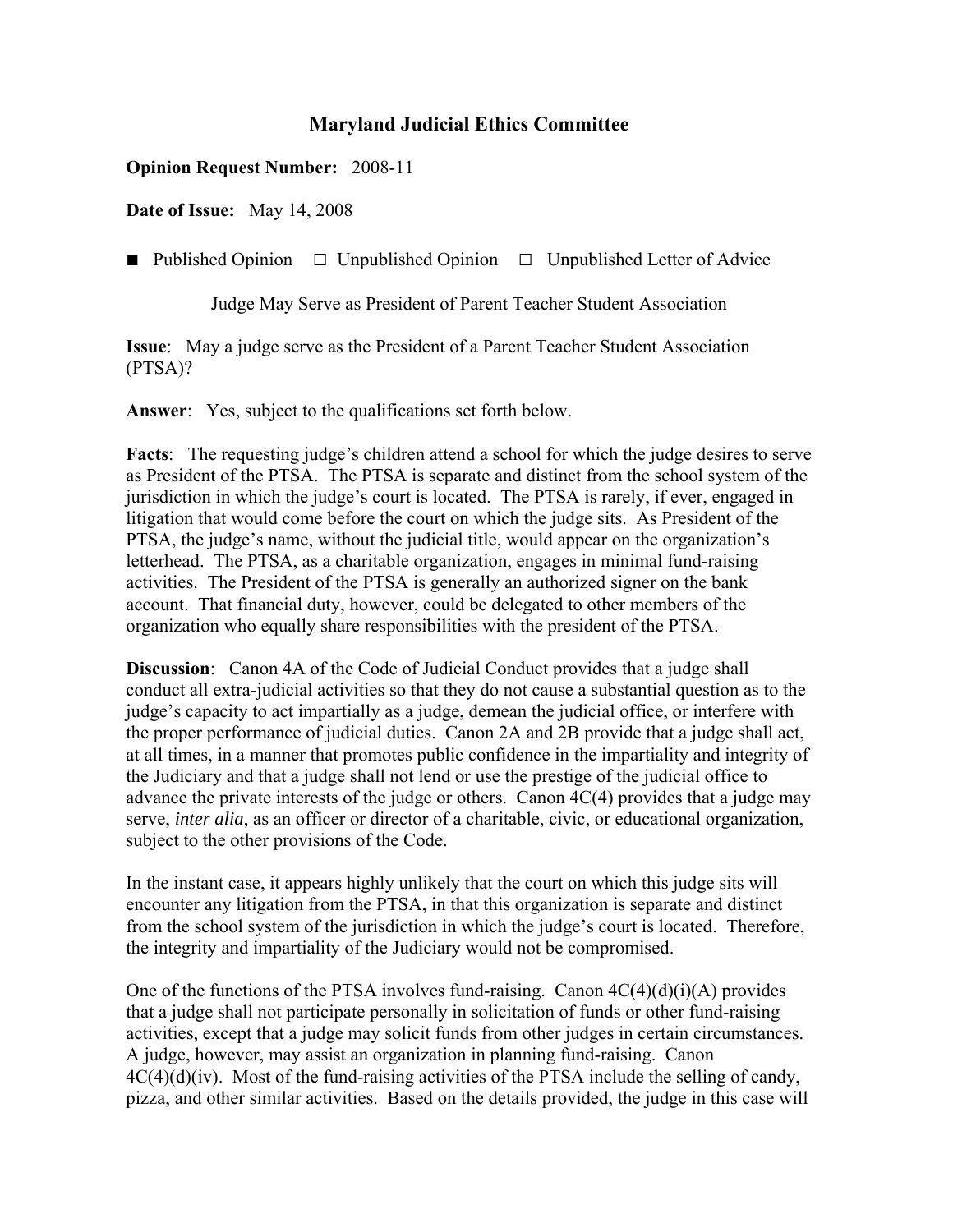# Maryland Judicial Ethics Committee

**Opinion Request Number:** 2008-11

**Date of Issue:** May 14, 2008

■ Published Opinion ☐ Unpublished Opinion ☐ Unpublished Letter of Advice

Judge May Serve as President of Parent Teacher Student Association

**Issue**: May a judge serve as the President of a Parent Teacher Student Association (PTSA)?

**Answer**: Yes, subject to the qualifications set forth below.

**Facts**: The requesting judge's children attend a school for which the judge desires to serve as President of the PTSA. The PTSA is separate and distinct from the school system of the jurisdiction in which the judge's court is located. The PTSA is rarely, if ever, engaged in litigation that would come before the court on which the judge sits. As President of the PTSA, the judge's name, without the judicial title, would appear on the organization's letterhead. The PTSA, as a charitable organization, engages in minimal fund-raising activities. The President of the PTSA is generally an authorized signer on the bank account. That financial duty, however, could be delegated to other members of the organization who equally share responsibilities with the president of the PTSA.

**Discussion**: Canon 4A of the Code of Judicial Conduct provides that a judge shall conduct all extra-judicial activities so that they do not cause a substantial question as to the judge's capacity to act impartially as a judge, demean the judicial office, or interfere with the proper performance of judicial duties. Canon 2A and 2B provide that a judge shall act, at all times, in a manner that promotes public confidence in the impartiality and integrity of the Judiciary and that a judge shall not lend or use the prestige of the judicial office to advance the private interests of the judge or others. Canon 4C(4) provides that a judge may serve, *inter alia*, as an officer or director of a charitable, civic, or educational organization, subject to the other provisions of the Code.

In the instant case, it appears highly unlikely that the court on which this judge sits will encounter any litigation from the PTSA, in that this organization is separate and distinct from the school system of the jurisdiction in which the judge's court is located. Therefore, the integrity and impartiality of the Judiciary would not be compromised.

One of the functions of the PTSA involves fund-raising. Canon 4C(4)(d)(i)(A) provides that a judge shall not participate personally in solicitation of funds or other fund-raising activities, except that a judge may solicit funds from other judges in certain circumstances. A judge, however, may assist an organization in planning fund-raising. Canon 4C(4)(d)(iv). Most of the fund-raising activities of the PTSA include the selling of candy, pizza, and other similar activities. Based on the details provided, the judge in this case will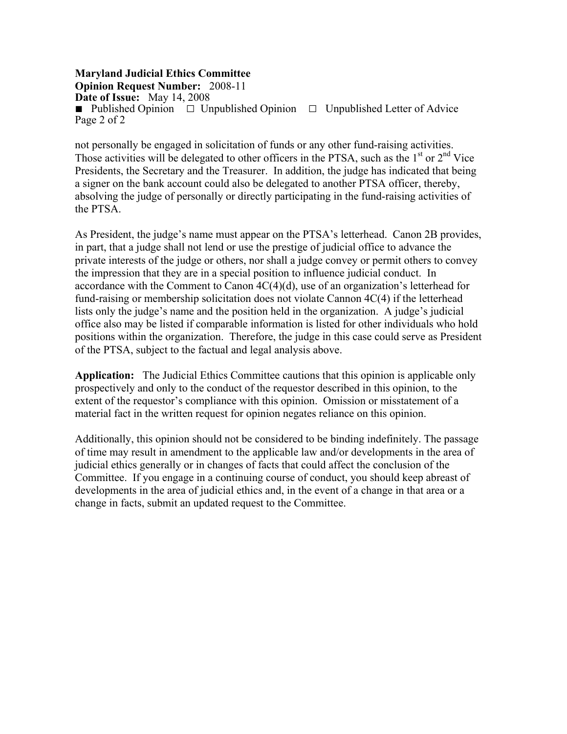not personally be engaged in solicitation of funds or any other fund-raising activities. Those activities will be delegated to other officers in the PTSA, such as the 1st or 2nd Vice Presidents, the Secretary and the Treasurer. In addition, the judge has indicated that being a signer on the bank account could also be delegated to another PTSA officer, thereby, absolving the judge of personally or directly participating in the fund-raising activities of the PTSA.

As President, the judge's name must appear on the PTSA's letterhead. Canon 2B provides, in part, that a judge shall not lend or use the prestige of judicial office to advance the private interests of the judge or others, nor shall a judge convey or permit others to convey the impression that they are in a special position to influence judicial conduct. In accordance with the Comment to Canon 4C(4)(d), use of an organization's letterhead for fund-raising or membership solicitation does not violate Cannon 4C(4) if the letterhead lists only the judge's name and the position held in the organization. A judge's judicial office also may be listed if comparable information is listed for other individuals who hold positions within the organization. Therefore, the judge in this case could serve as President of the PTSA, subject to the factual and legal analysis above.

**Application:** The Judicial Ethics Committee cautions that this opinion is applicable only prospectively and only to the conduct of the requestor described in this opinion, to the extent of the requestor's compliance with this opinion. Omission or misstatement of a material fact in the written request for opinion negates reliance on this opinion.

Additionally, this opinion should not be considered to be binding indefinitely. The passage of time may result in amendment to the applicable law and/or developments in the area of judicial ethics generally or in changes of facts that could affect the conclusion of the Committee. If you engage in a continuing course of conduct, you should keep abreast of developments in the area of judicial ethics and, in the event of a change in that area or a change in facts, submit an updated request to the Committee.